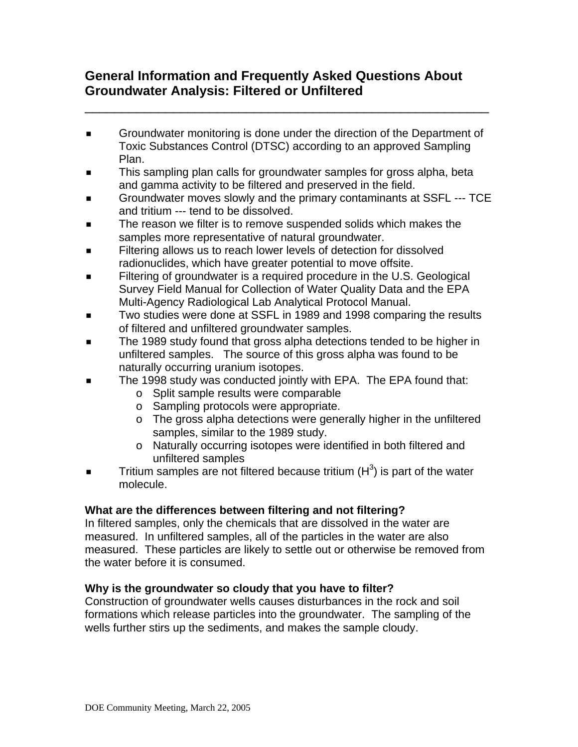# General Information and Frequently Asked Questions About Groundwater Analysis: Filtered or Unfiltered

- Groundwater monitoring is done under the direction of the Department of Toxic Substances Control (DTSC) according to an approved Sampling Plan.
- This sampling plan calls for groundwater samples for gross alpha, beta and gamma activity to be filtered and preserved in the field.
- Groundwater moves slowly and the primary contaminants at SSFL --- TCE and tritium --- tend to be dissolved.
- The reason we filter is to remove suspended solids which makes the samples more representative of natural groundwater.
- Filtering allows us to reach lower levels of detection for dissolved radionuclides, which have greater potential to move offsite.
- Filtering of groundwater is a required procedure in the U.S. Geological Survey Field Manual for Collection of Water Quality Data and the EPA Multi-Agency Radiological Lab Analytical Protocol Manual.
- Two studies were done at SSFL in 1989 and 1998 comparing the results of filtered and unfiltered groundwater samples.
- The 1989 study found that gross alpha detections tended to be higher in unfiltered samples. The source of this gross alpha was found to be naturally occurring uranium isotopes.
- The 1998 study was conducted jointly with EPA. The EPA found that:
  - Split sample results were comparable
  - Sampling protocols were appropriate.
  - The gross alpha detections were generally higher in the unfiltered samples, similar to the 1989 study.
  - Naturally occurring isotopes were identified in both filtered and unfiltered samples
- Tritium samples are not filtered because tritium ($H^3$) is part of the water molecule.

**What are the differences between filtering and not filtering?**
In filtered samples, only the chemicals that are dissolved in the water are measured. In unfiltered samples, all of the particles in the water are also measured. These particles are likely to settle out or otherwise be removed from the water before it is consumed.

**Why is the groundwater so cloudy that you have to filter?**
Construction of groundwater wells causes disturbances in the rock and soil formations which release particles into the groundwater. The sampling of the wells further stirs up the sediments, and makes the sample cloudy.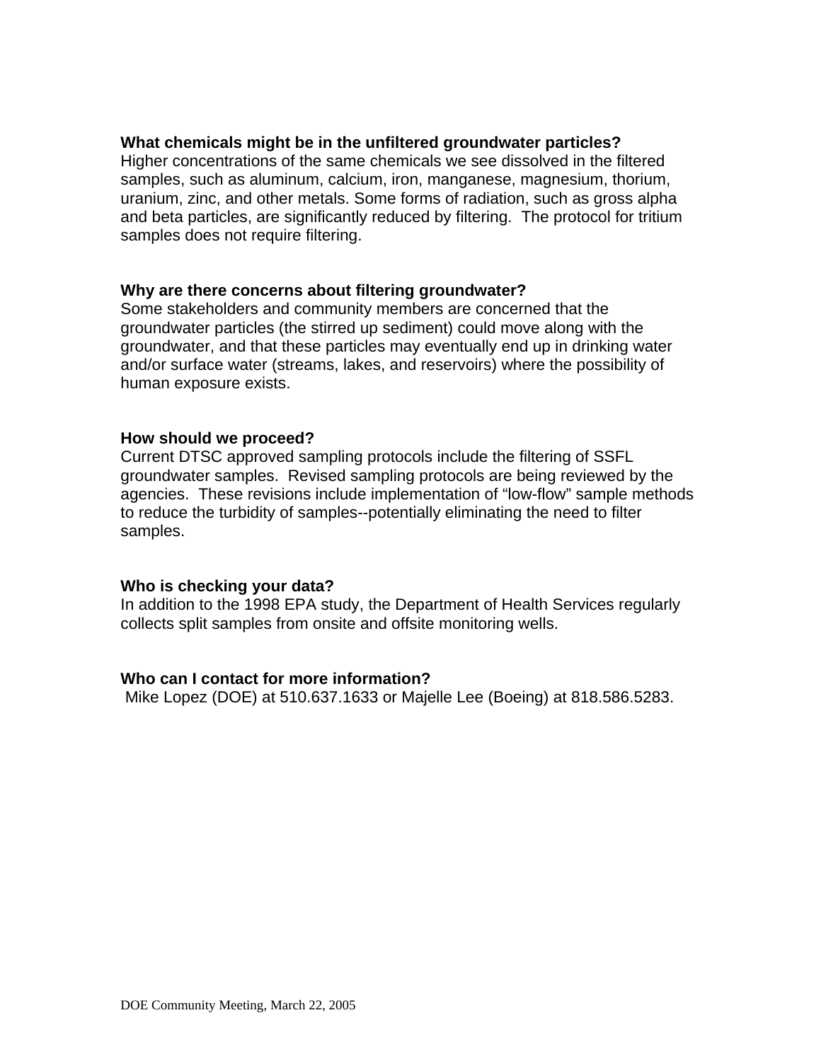**What chemicals might be in the unfiltered groundwater particles?**
Higher concentrations of the same chemicals we see dissolved in the filtered samples, such as aluminum, calcium, iron, manganese, magnesium, thorium, uranium, zinc, and other metals. Some forms of radiation, such as gross alpha and beta particles, are significantly reduced by filtering. The protocol for tritium samples does not require filtering.

**Why are there concerns about filtering groundwater?**
Some stakeholders and community members are concerned that the groundwater particles (the stirred up sediment) could move along with the groundwater, and that these particles may eventually end up in drinking water and/or surface water (streams, lakes, and reservoirs) where the possibility of human exposure exists.

**How should we proceed?**
Current DTSC approved sampling protocols include the filtering of SSFL groundwater samples. Revised sampling protocols are being reviewed by the agencies. These revisions include implementation of "low-flow" sample methods to reduce the turbidity of samples--potentially eliminating the need to filter samples.

**Who is checking your data?**
In addition to the 1998 EPA study, the Department of Health Services regularly collects split samples from onsite and offsite monitoring wells.

**Who can I contact for more information?**
Mike Lopez (DOE) at 510.637.1633 or Majelle Lee (Boeing) at 818.586.5283.